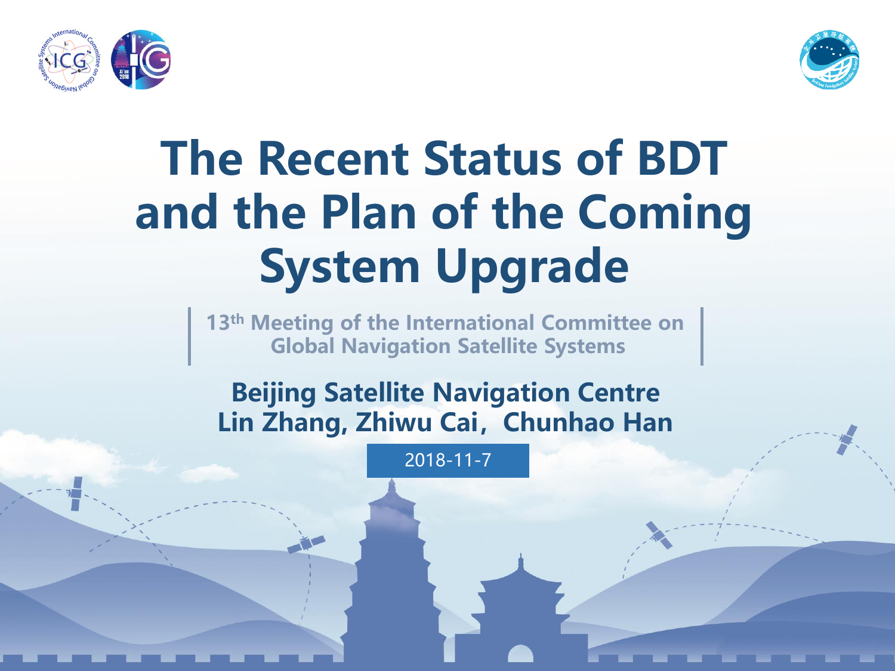# The Recent Status of BDT and the Plan of the Coming System Upgrade

13th Meeting of the International Committee on Global Navigation Satellite Systems

**Beijing Satellite Navigation Centre**

**Lin Zhang, Zhiwu Cai，Chunhao Han**

2018-11-7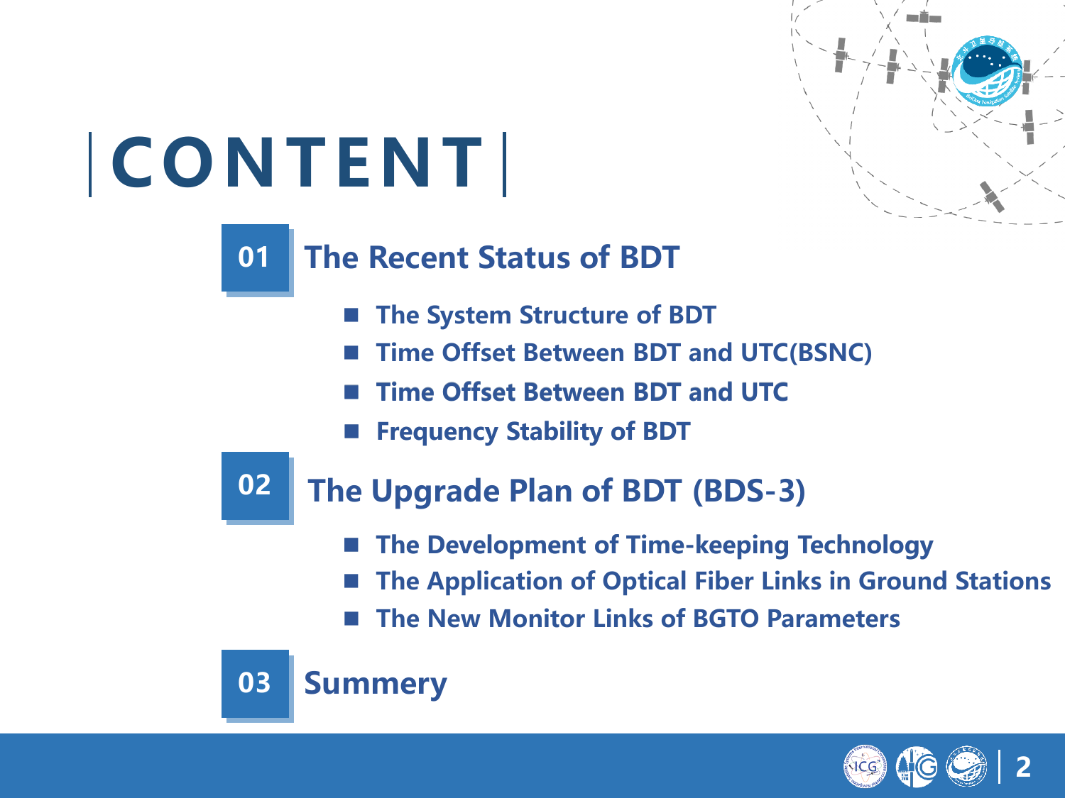# CONTENT

## 01 The Recent Status of BDT

- The System Structure of BDT
- Time Offset Between BDT and UTC(BSNC)
- Time Offset Between BDT and UTC
- Frequency Stability of BDT

## 02 The Upgrade Plan of BDT (BDS-3)

- The Development of Time-keeping Technology
- The Application of Optical Fiber Links in Ground Stations
- The New Monitor Links of BGTO Parameters

## 03 Summery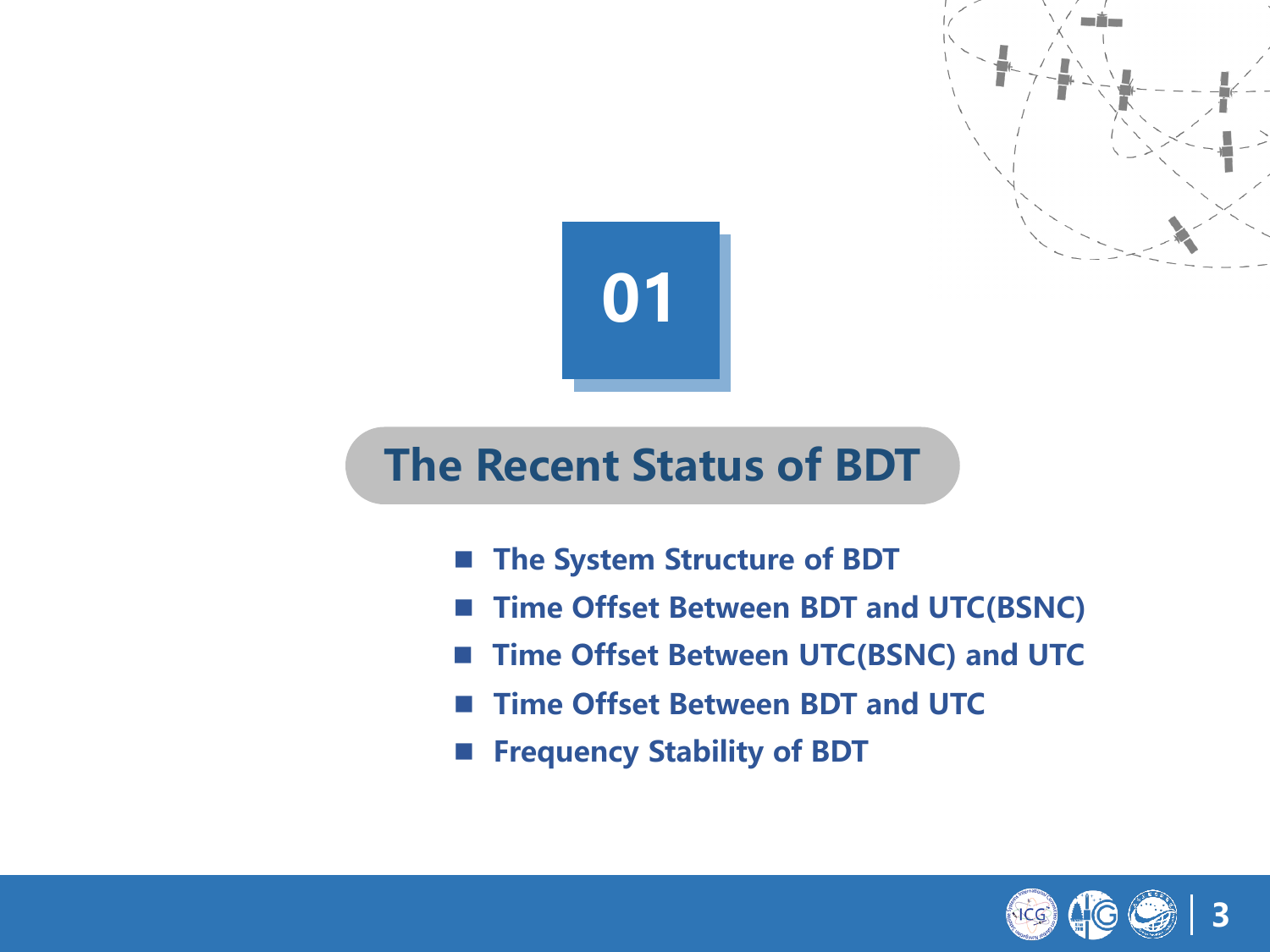# 01

## The Recent Status of BDT

- The System Structure of BDT
- Time Offset Between BDT and UTC(BSNC)
- Time Offset Between UTC(BSNC) and UTC
- Time Offset Between BDT and UTC
- Frequency Stability of BDT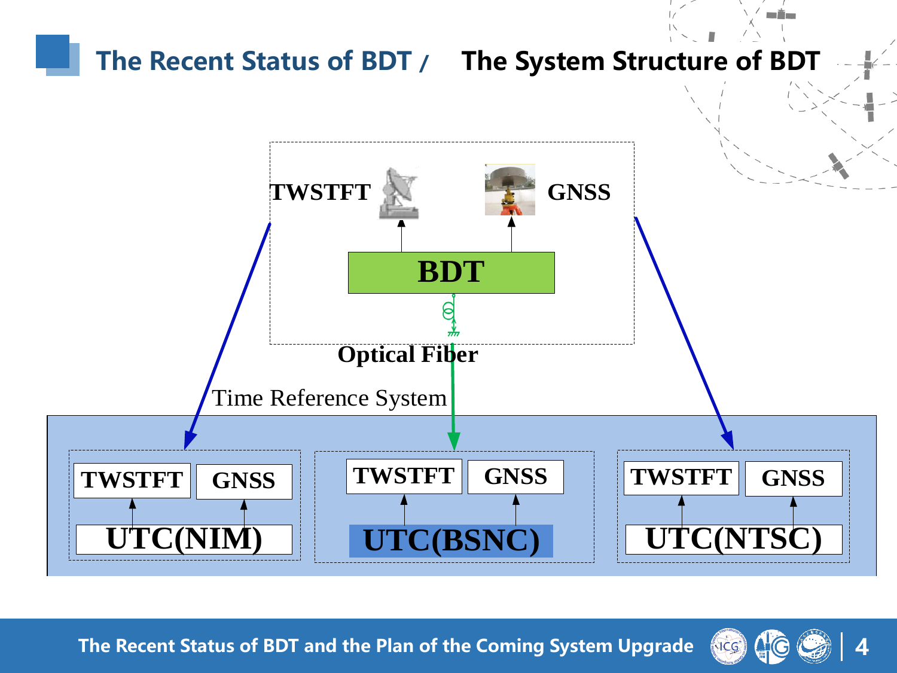# The Recent Status of BDT / The System Structure of BDT

TWSTFT

GNSS

BDT

Optical Fiber

Time Reference System

| TWSTFT | GNSS |
|---|---|
| UTC(NIM) | |

| TWSTFT | GNSS |
|---|---|
| UTC(BSNC) | |

| TWSTFT | GNSS |
|---|---|
| UTC(NTSC) | |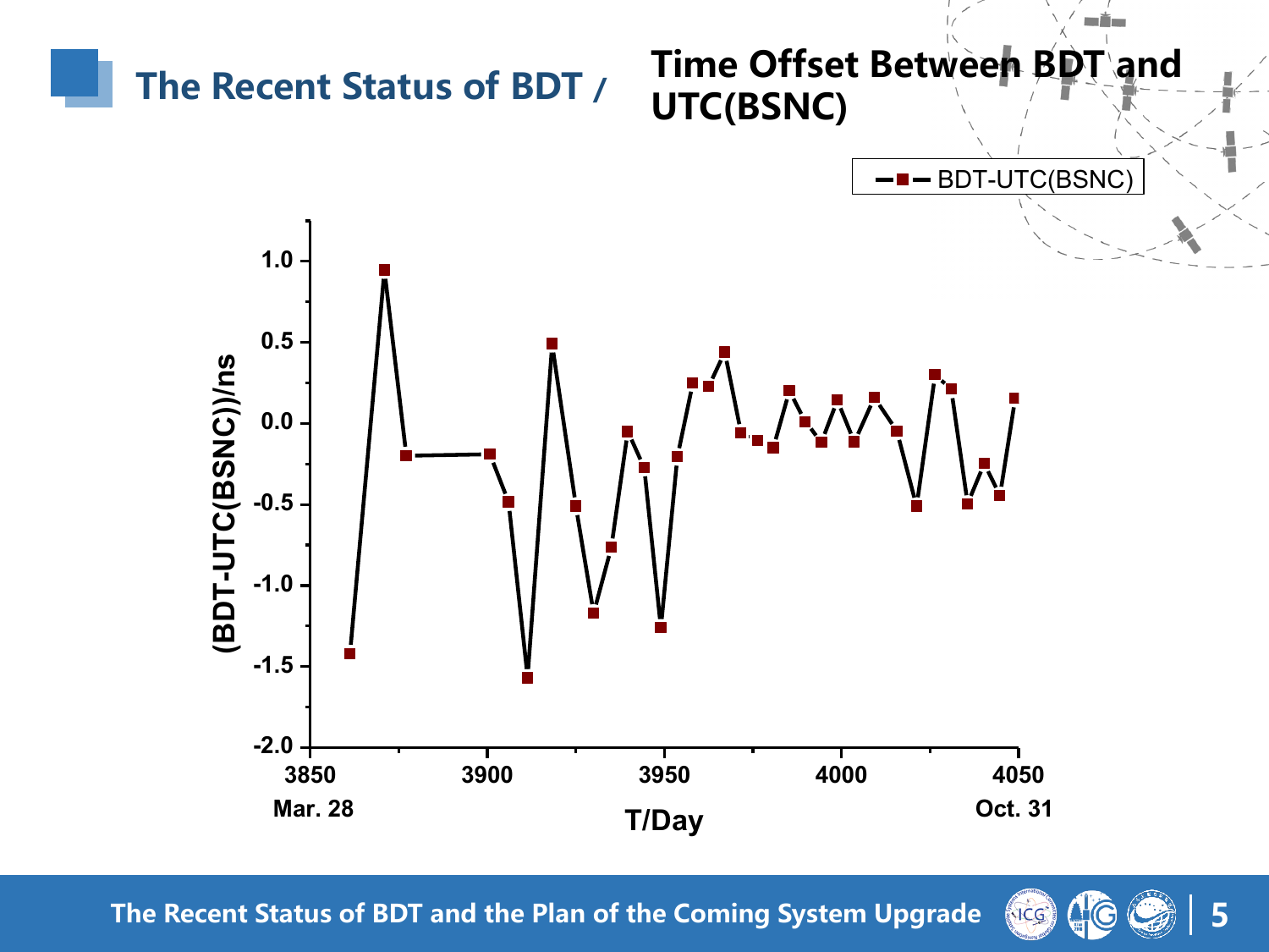# The Recent Status of BDT / Time Offset Between BDT and UTC(BSNC)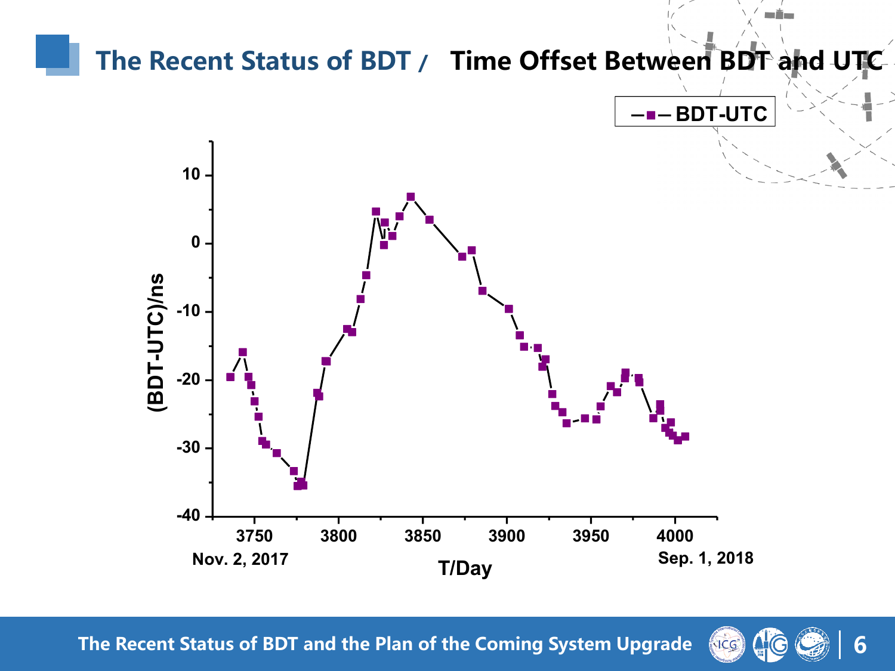# The Recent Status of BDT / Time Offset Between BDT and UTC

—■— BDT-UTC

(BDT-UTC)/ns

10
0
-10
-20
-30
-40

3750 3800 3850 3900 3950 4000

Nov. 2, 2017 Sep. 1, 2018

T/Day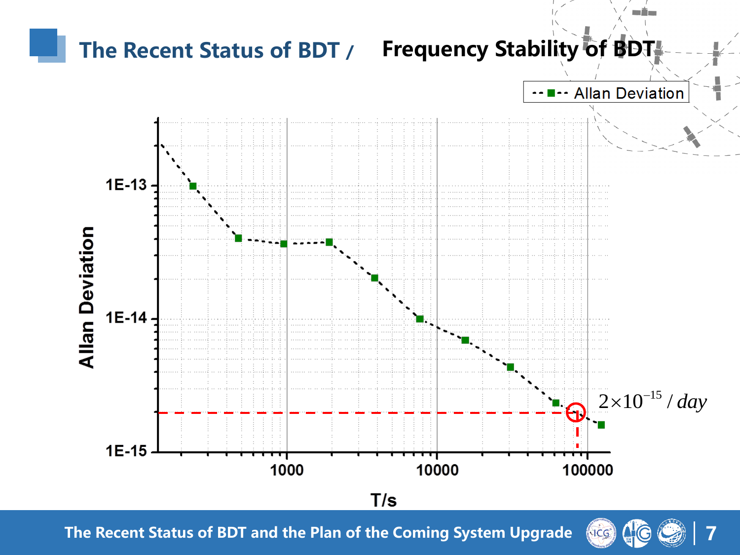# The Recent Status of BDT / Frequency Stability of BDT

--■-- Allan Deviation

Allan Deviation

1E-13

1E-14

1E-15

1000

10000

100000

T/s

$2\times10^{-15}$ / *day*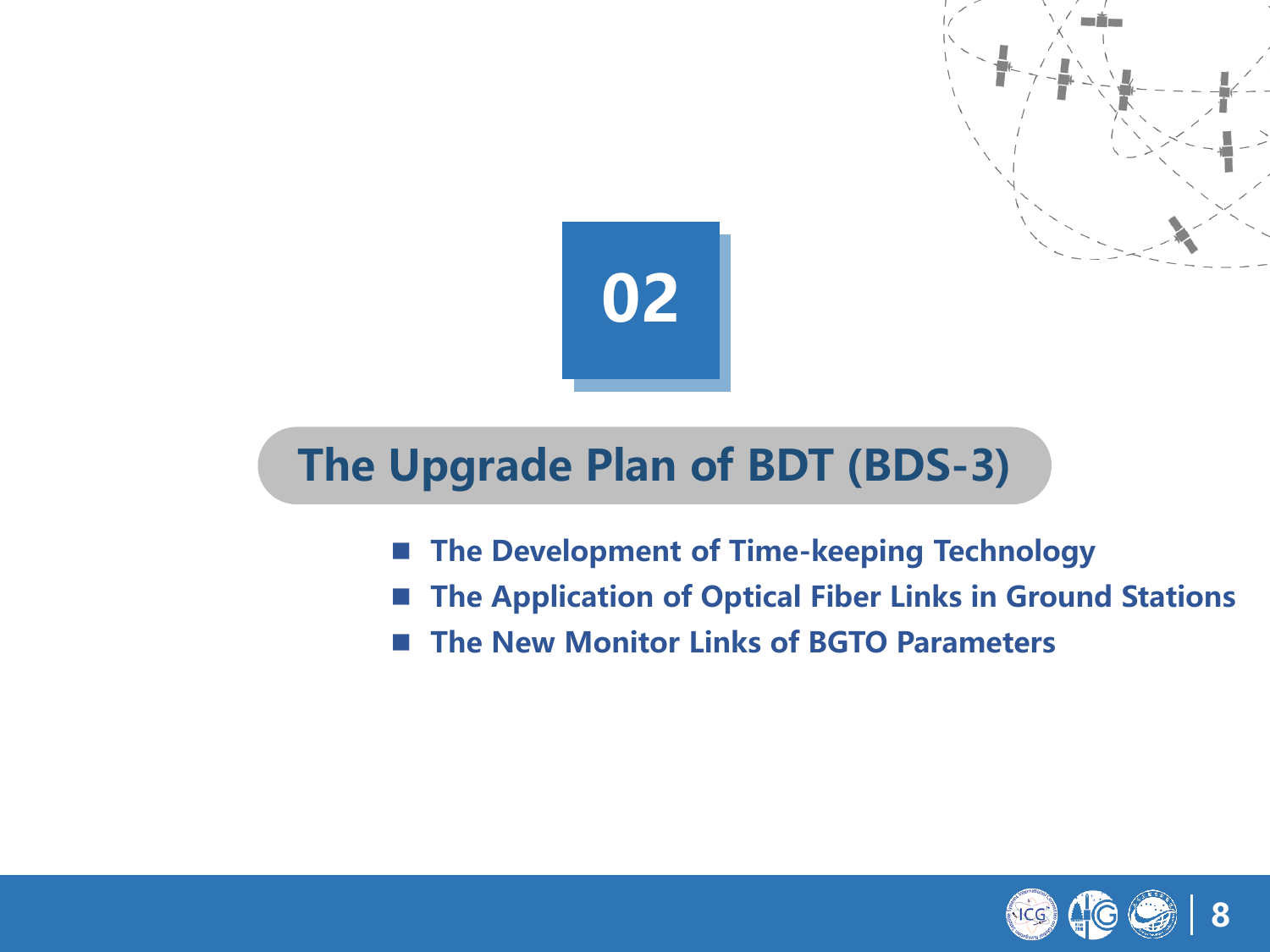02

# The Upgrade Plan of BDT (BDS-3)

- **The Development of Time-keeping Technology**
- **The Application of Optical Fiber Links in Ground Stations**
- **The New Monitor Links of BGTO Parameters**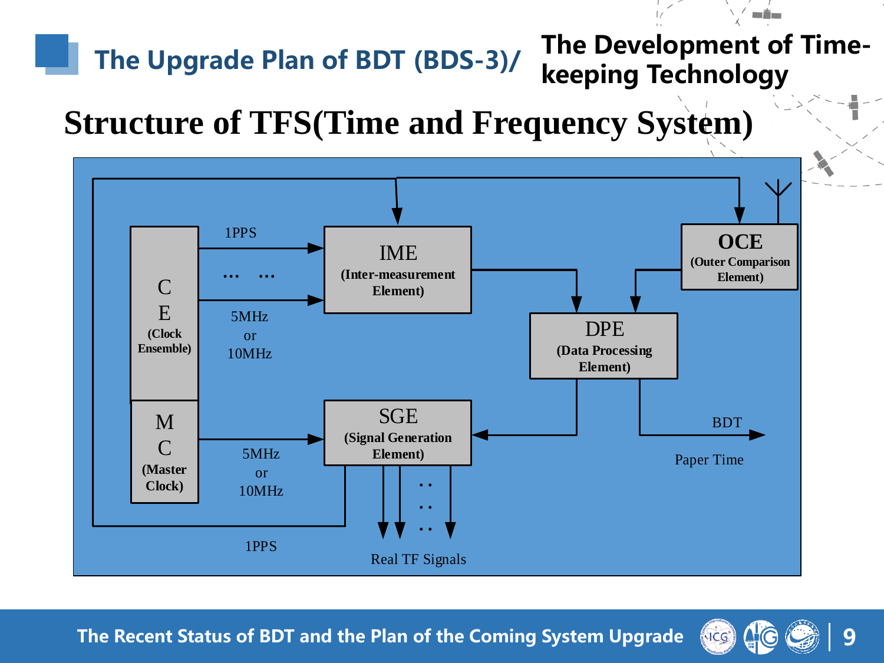## The Upgrade Plan of BDT (BDS-3)/ The Development of Time-keeping Technology

# Structure of TFS(Time and Frequency System)

CE (Clock Ensemble)

MC (Master Clock)

1PPS

… …

5MHz or 10MHz

IME (Inter-measurement Element)

OCE (Outer Comparison Element)

DPE (Data Processing Element)

SGE (Signal Generation Element)

5MHz or 10MHz

1PPS

Real TF Signals

BDT

Paper Time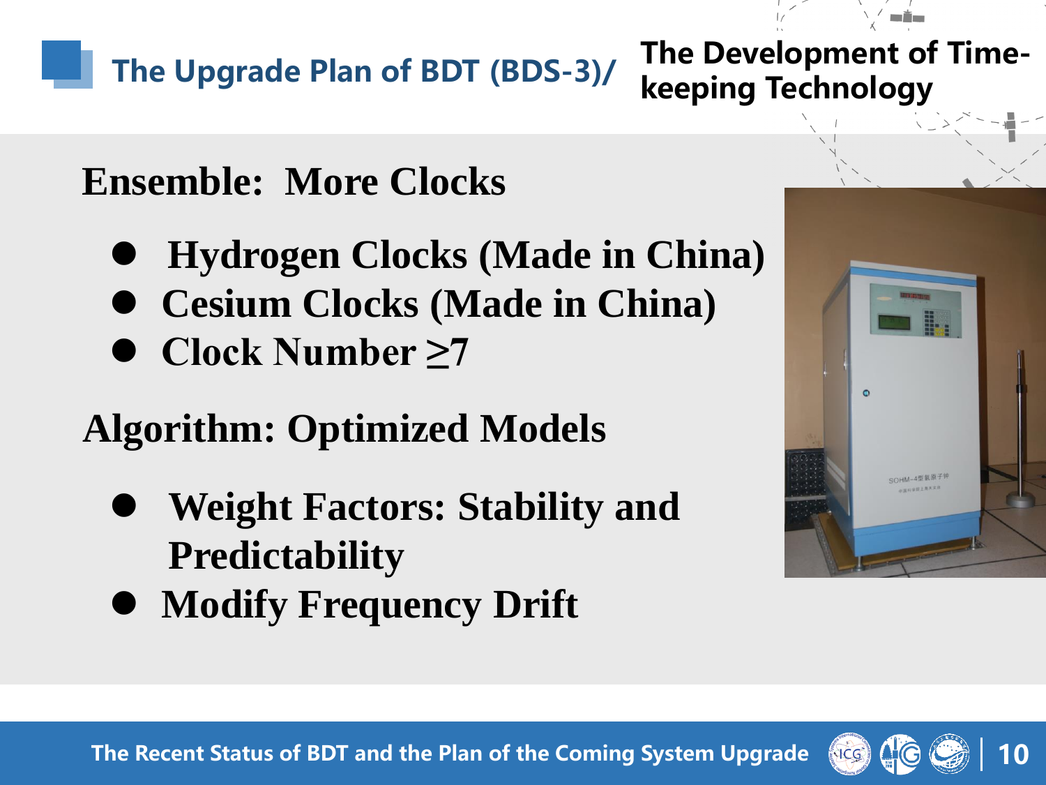# The Upgrade Plan of BDT (BDS-3)/ The Development of Time-keeping Technology

## Ensemble: More Clocks

- Hydrogen Clocks (Made in China)
- Cesium Clocks (Made in China)
- Clock Number ≥7

## Algorithm: Optimized Models

- Weight Factors: Stability and Predictability
- Modify Frequency Drift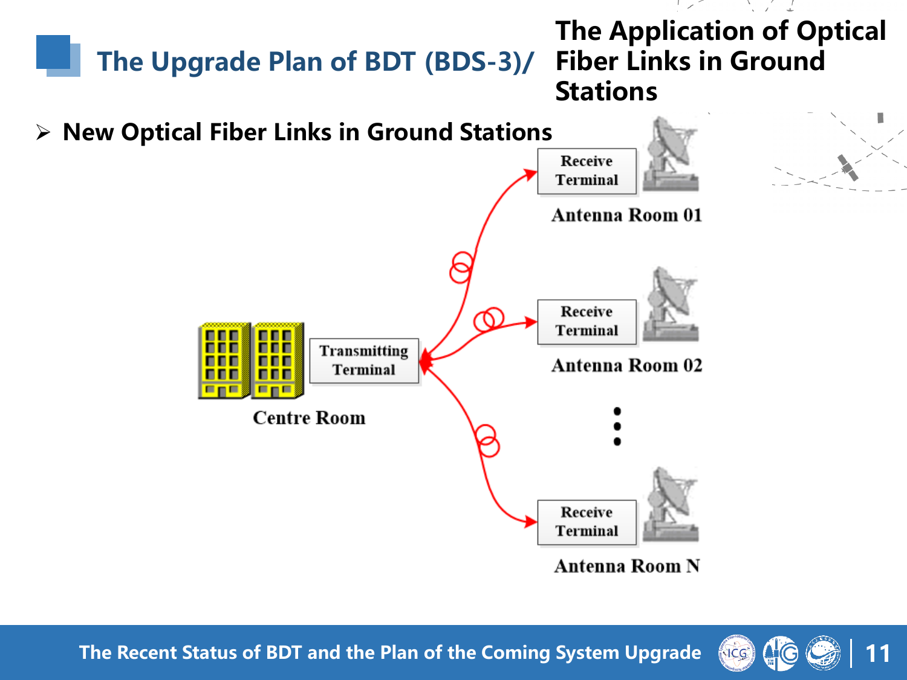# The Upgrade Plan of BDT (BDS-3)/ The Application of Optical Fiber Links in Ground Stations

- **New Optical Fiber Links in Ground Stations**

Receive Terminal

Antenna Room 01

Receive Terminal

Antenna Room 02

Transmitting Terminal

Centre Room

Receive Terminal

Antenna Room N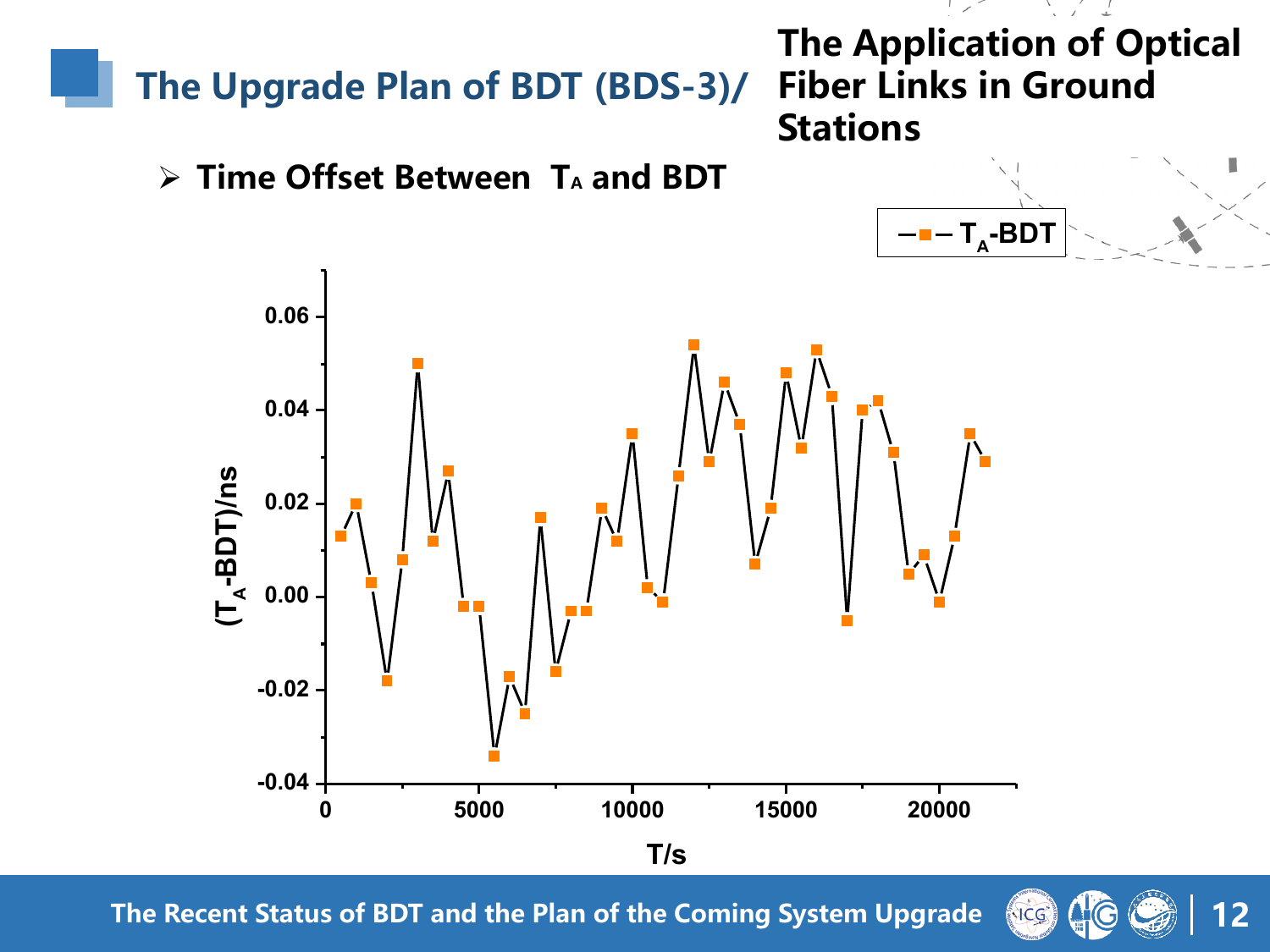## The Upgrade Plan of BDT (BDS-3)/ The Application of Optical Fiber Links in Ground Stations

- **Time Offset Between $T_A$ and BDT**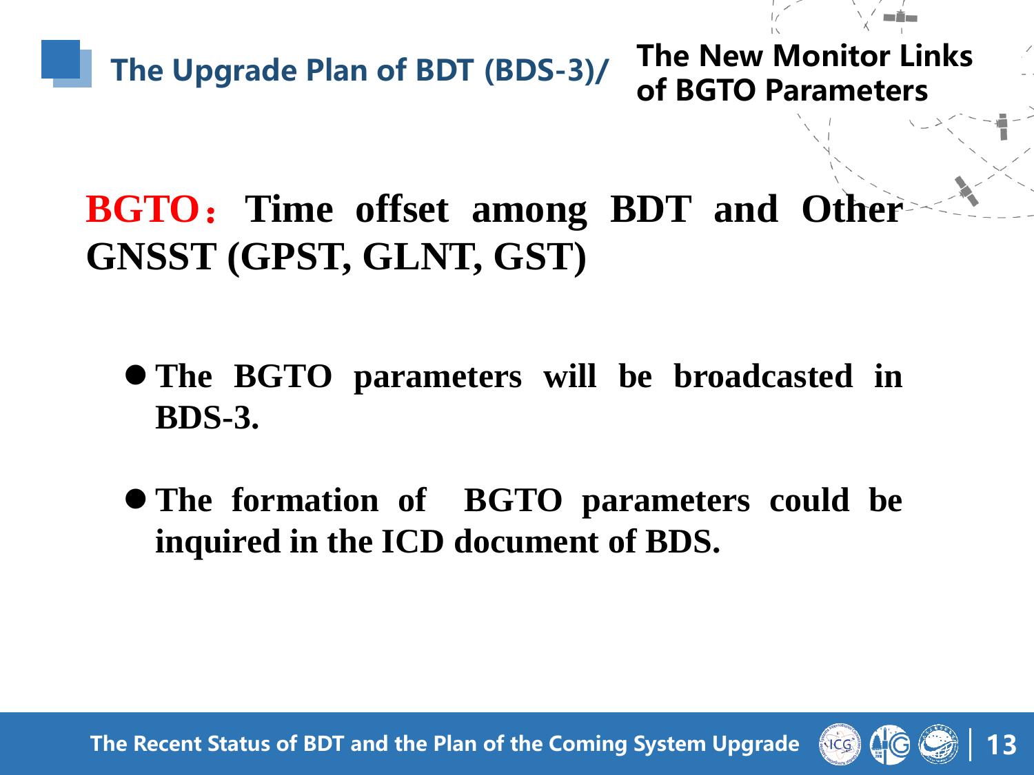## The Upgrade Plan of BDT (BDS-3)/ The New Monitor Links of BGTO Parameters

**BGTO： Time offset among BDT and Other GNSST (GPST, GLNT, GST)**

- **The BGTO parameters will be broadcasted in BDS-3.**
- **The formation of BGTO parameters could be inquired in the ICD document of BDS.**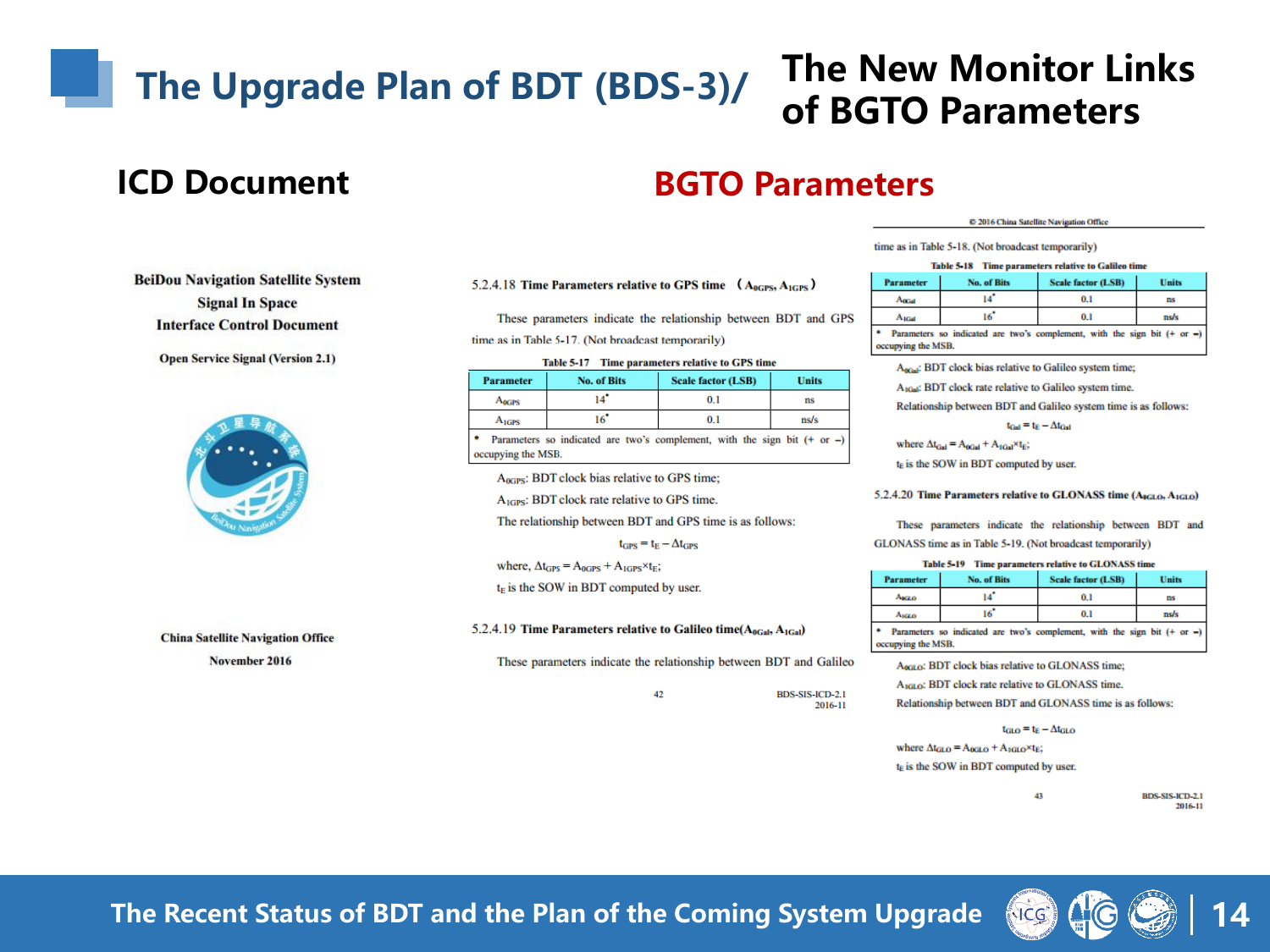# The Upgrade Plan of BDT (BDS-3)/ The New Monitor Links of BGTO Parameters

## ICD Document

**BeiDou Navigation Satellite System**
**Signal In Space**
**Interface Control Document**

**Open Service Signal (Version 2.1)**

**China Satellite Navigation Office**
**November 2016**

## BGTO Parameters

**5.2.4.18 Time Parameters relative to GPS time ($A_{0GPS}$, $A_{1GPS}$)**

These parameters indicate the relationship between BDT and GPS time as in Table 5-17. (Not broadcast temporarily)

**Table 5-17 Time parameters relative to GPS time**

| Parameter | No. of Bits | Scale factor (LSB) | Units |
|---|---|---|---|
| $A_{0GPS}$ | 14* | 0.1 | ns |
| $A_{1GPS}$ | 16* | 0.1 | ns/s |

\* Parameters so indicated are two's complement, with the sign bit (+ or −) occupying the MSB.

$A_{0GPS}$: BDT clock bias relative to GPS time;

$A_{1GPS}$: BDT clock rate relative to GPS time.

The relationship between BDT and GPS time is as follows:

$$t_{GPS} = t_E - \Delta t_{GPS}$$

where, $\Delta t_{GPS} = A_{0GPS} + A_{1GPS} \times t_E$;

$t_E$ is the SOW in BDT computed by user.

**5.2.4.19 Time Parameters relative to Galileo time($A_{0Gal}$, $A_{1Gal}$)**

These parameters indicate the relationship between BDT and Galileo time as in Table 5-18. (Not broadcast temporarily)

**Table 5-18 Time parameters relative to Galileo time**

| Parameter | No. of Bits | Scale factor (LSB) | Units |
|---|---|---|---|
| $A_{0Gal}$ | 14* | 0.1 | ns |
| $A_{1Gal}$ | 16* | 0.1 | ns/s |

\* Parameters so indicated are two's complement, with the sign bit (+ or −) occupying the MSB.

$A_{0Gal}$: BDT clock bias relative to Galileo system time;

$A_{1Gal}$: BDT clock rate relative to Galileo system time.

Relationship between BDT and Galileo system time is as follows:

$$t_{Gal} = t_E - \Delta t_{Gal}$$

where $\Delta t_{Gal} = A_{0Gal} + A_{1Gal} \times t_E$;

$t_E$ is the SOW in BDT computed by user.

**5.2.4.20 Time Parameters relative to GLONASS time ($A_{0GLO}$, $A_{1GLO}$)**

These parameters indicate the relationship between BDT and GLONASS time as in Table 5-19. (Not broadcast temporarily)

**Table 5-19 Time parameters relative to GLONASS time**

| Parameter | No. of Bits | Scale factor (LSB) | Units |
|---|---|---|---|
| $A_{0GLO}$ | 14* | 0.1 | ns |
| $A_{1GLO}$ | 16* | 0.1 | ns/s |

\* Parameters so indicated are two's complement, with the sign bit (+ or −) occupying the MSB.

$A_{0GLO}$: BDT clock bias relative to GLONASS time;

$A_{1GLO}$: BDT clock rate relative to GLONASS time.

Relationship between BDT and GLONASS time is as follows:

$$t_{GLO} = t_E - \Delta t_{GLO}$$

where $\Delta t_{GLO} = A_{0GLO} + A_{1GLO} \times t_E$;

$t_E$ is the SOW in BDT computed by user.

The Recent Status of BDT and the Plan of the Coming System Upgrade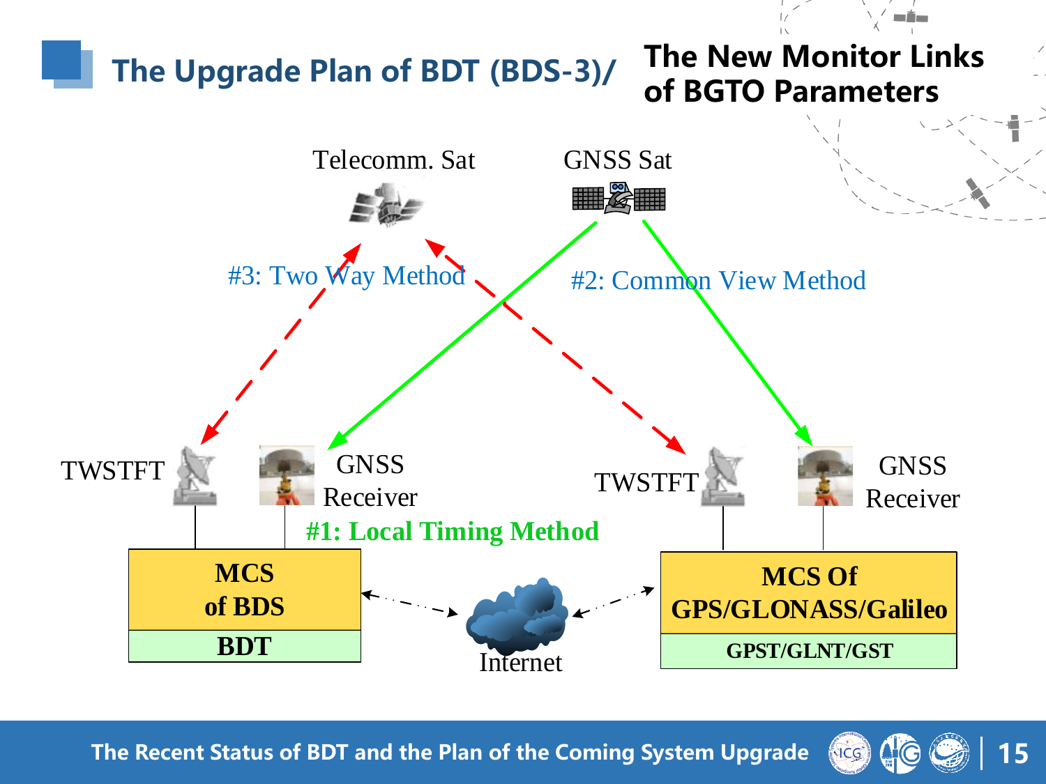# The Upgrade Plan of BDT (BDS-3)/ The New Monitor Links of BGTO Parameters

Telecomm. Sat

GNSS Sat

#3: Two Way Method

#2: Common View Method

TWSTFT

GNSS Receiver

TWSTFT

GNSS Receiver

#1: Local Timing Method

| MCS of BDS |
| --- |
| BDT |

Internet

| MCS Of GPS/GLONASS/Galileo |
| --- |
| GPST/GLNT/GST |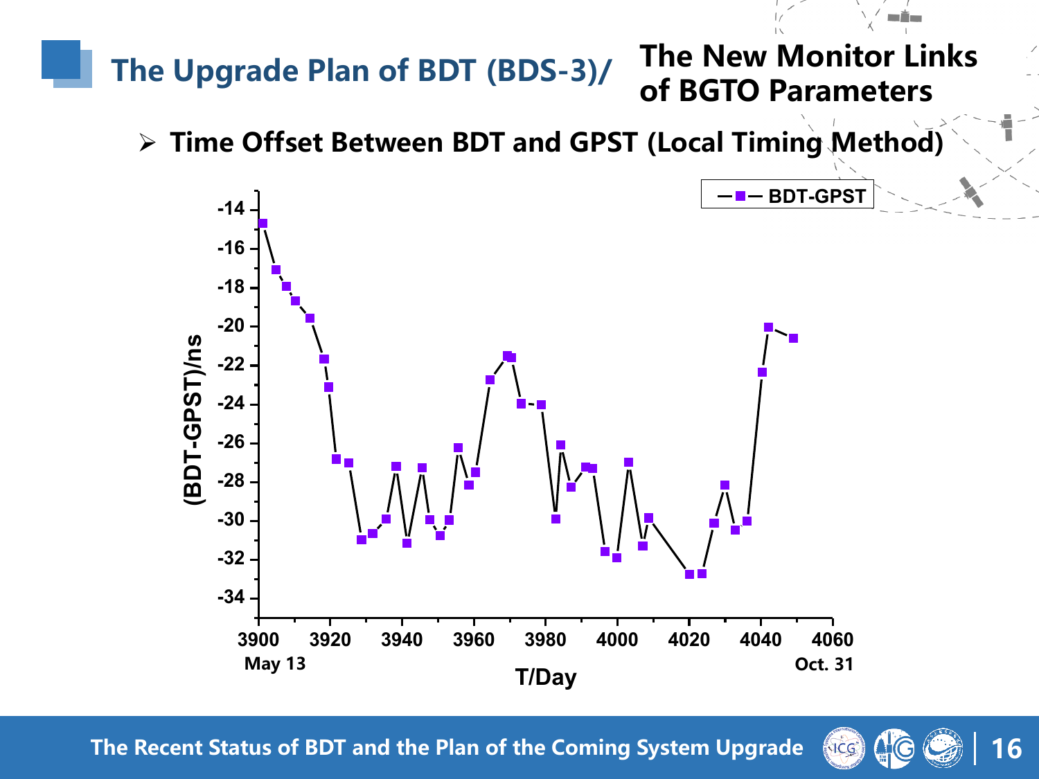# The Upgrade Plan of BDT (BDS-3)/ The New Monitor Links of BGTO Parameters

- **Time Offset Between BDT and GPST (Local Timing Method)**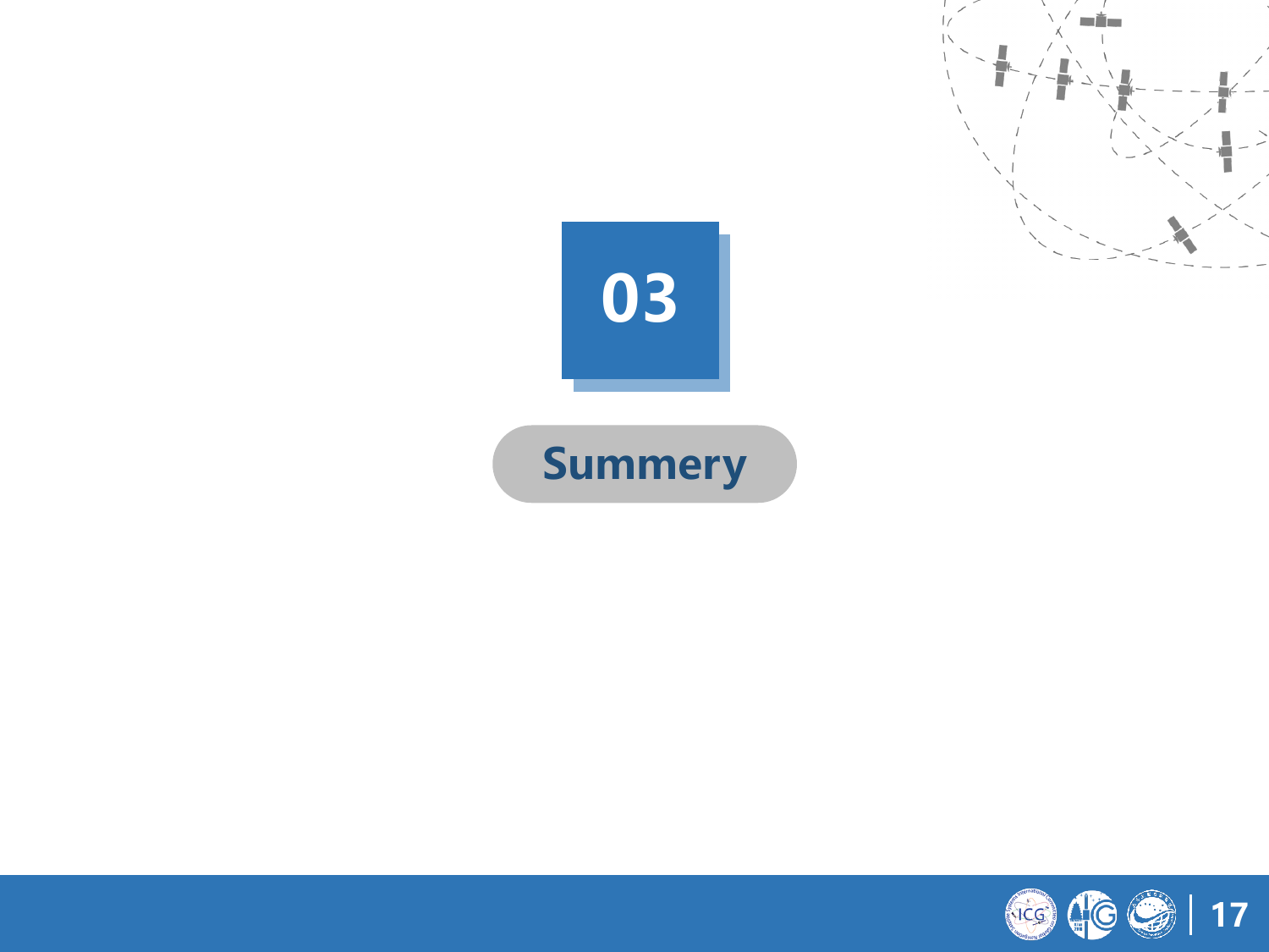# 03

## Summery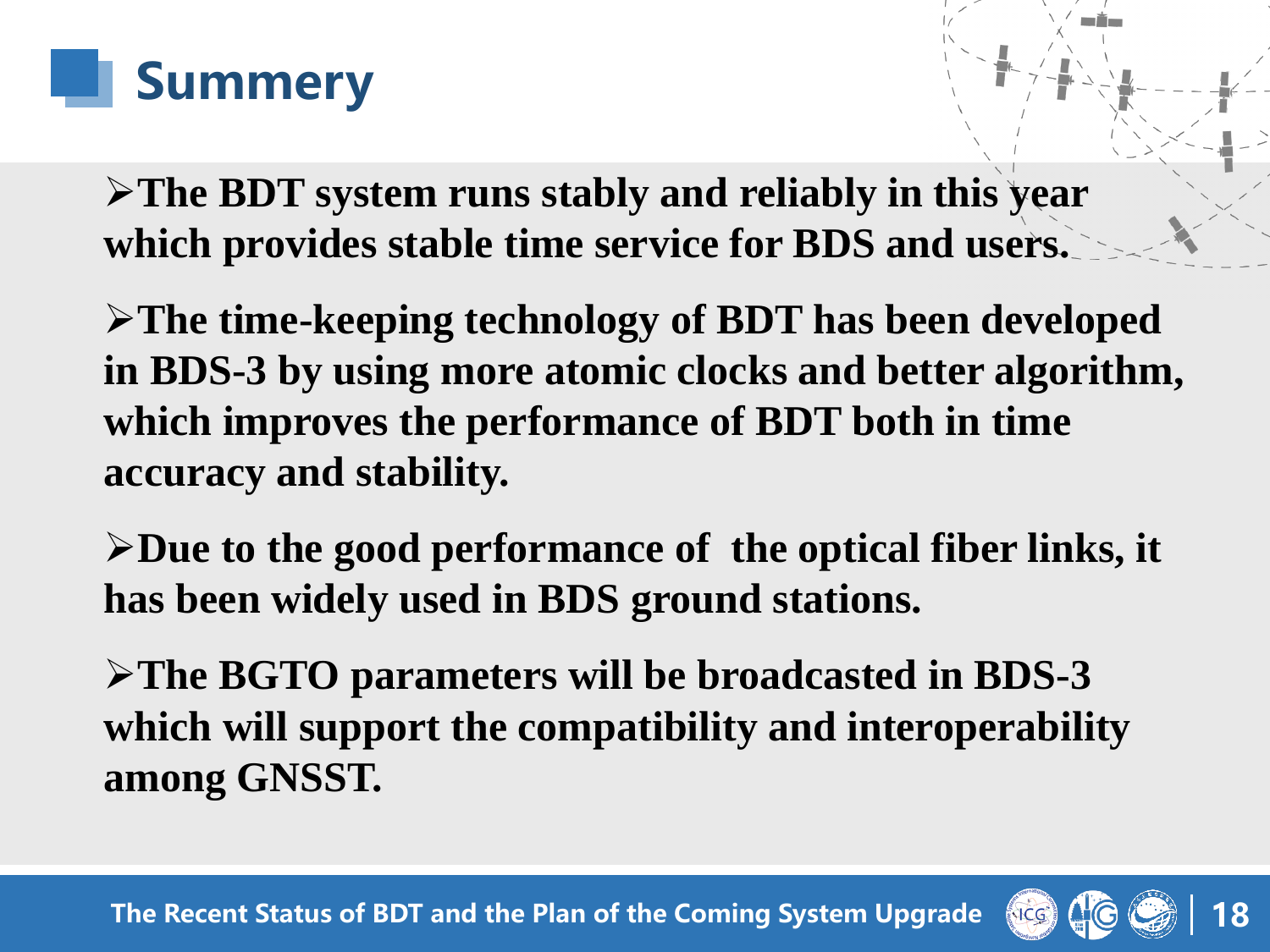# Summery

- **The BDT system runs stably and reliably in this year which provides stable time service for BDS and users.**
- **The time-keeping technology of BDT has been developed in BDS-3 by using more atomic clocks and better algorithm, which improves the performance of BDT both in time accuracy and stability.**
- **Due to the good performance of the optical fiber links, it has been widely used in BDS ground stations.**
- **The BGTO parameters will be broadcasted in BDS-3 which will support the compatibility and interoperability among GNSST.**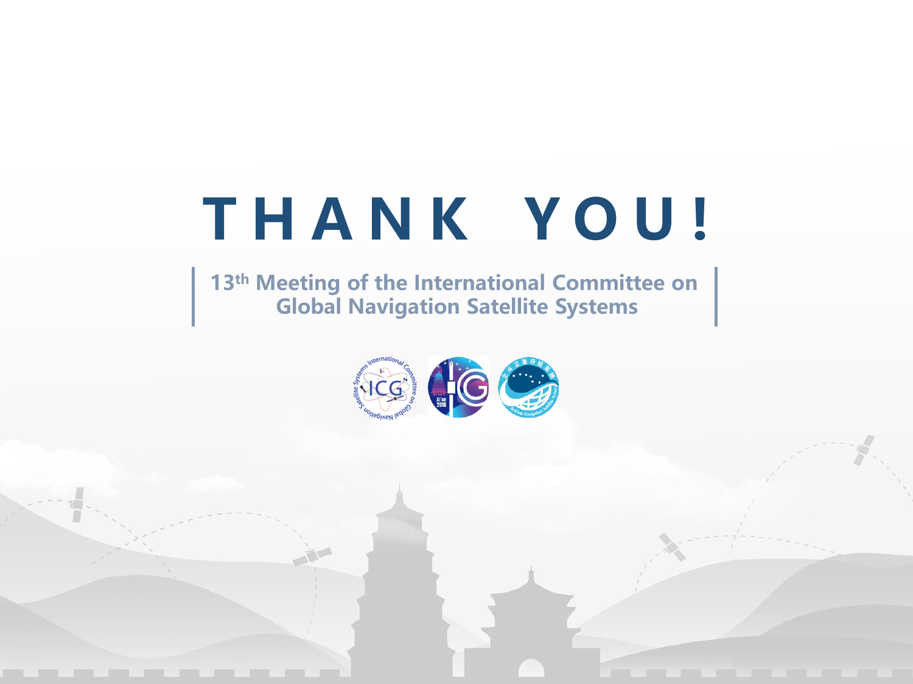# THANK YOU!

13th Meeting of the International Committee on Global Navigation Satellite Systems